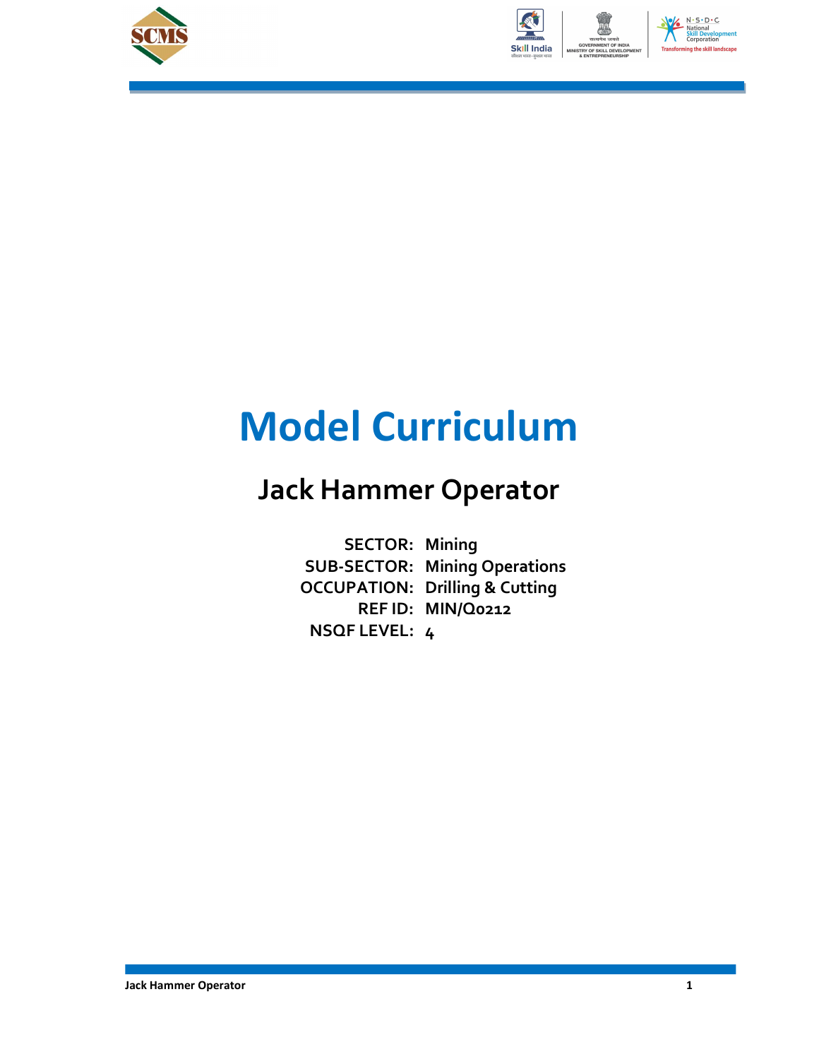# Model Curriculum

## Jack Hammer Operator

**SECTOR:** Mining
**SUB-SECTOR:** Mining Operations
**OCCUPATION:** Drilling & Cutting
**REF ID:** MIN/Q0212
**NSQF LEVEL:** 4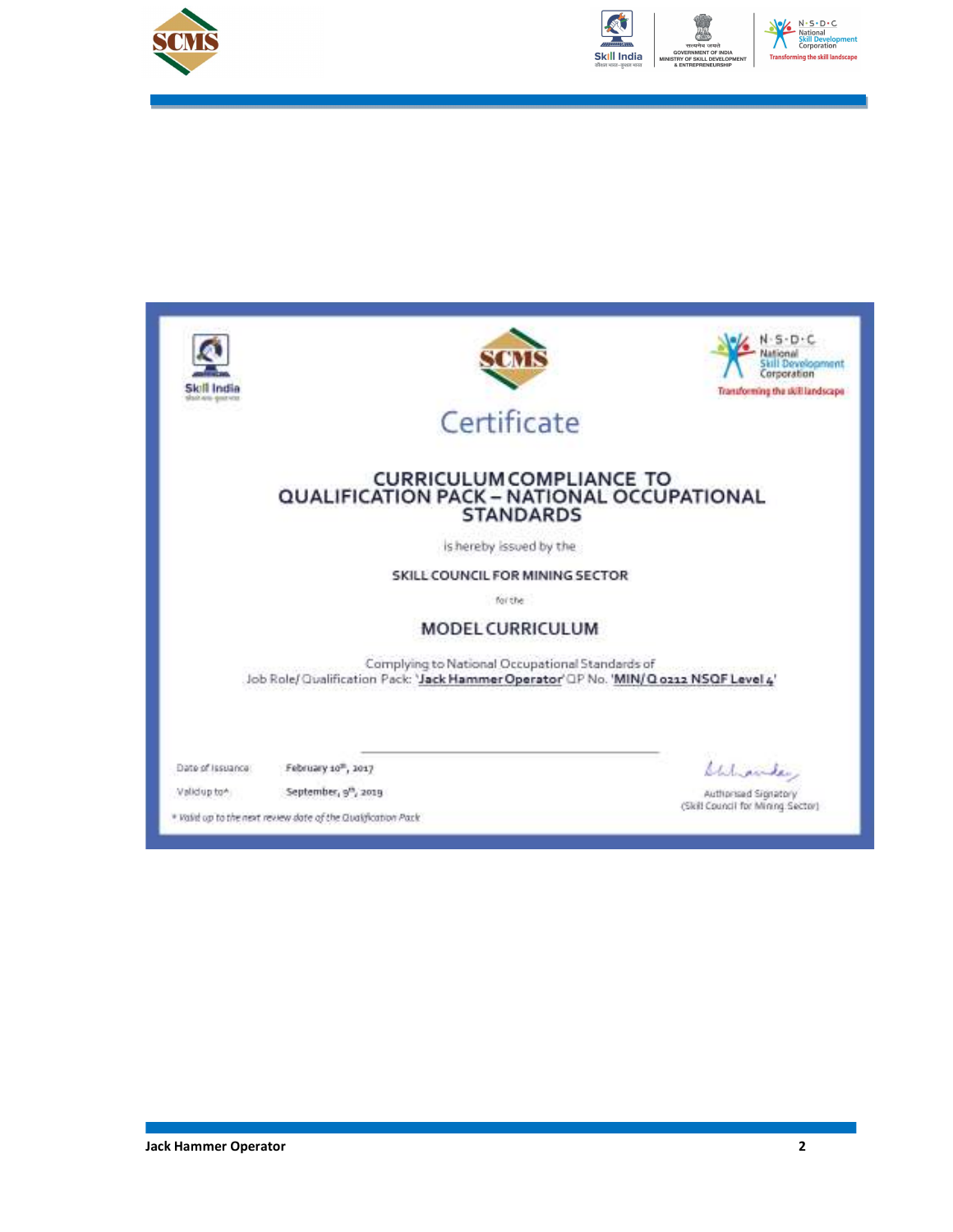# Certificate

## CURRICULUM COMPLIANCE TO QUALIFICATION PACK – NATIONAL OCCUPATIONAL STANDARDS

is hereby issued by the

**SKILL COUNCIL FOR MINING SECTOR**

for the

## MODEL CURRICULUM

Complying to National Occupational Standards of
Job Role/ Qualification Pack: '**Jack Hammer Operator**' QP No. '**MIN/ Q 0212 NSQF Level 4**'

Date of Issuance: February 10th, 2017

Valid up to*: September, 9th, 2019

*\* Valid up to the next review date of the Qualification Pack*

Authorised Signatory
(Skill Council for Mining Sector)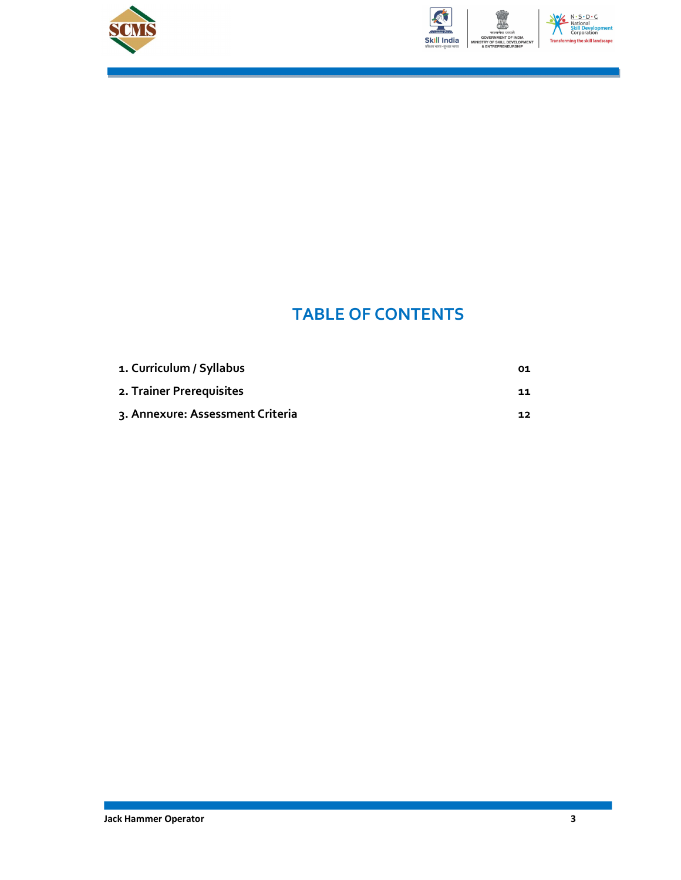# TABLE OF CONTENTS

| | |
|---|---|
| **1. Curriculum / Syllabus** | **01** |
| **2. Trainer Prerequisites** | **11** |
| **3. Annexure: Assessment Criteria** | **12** |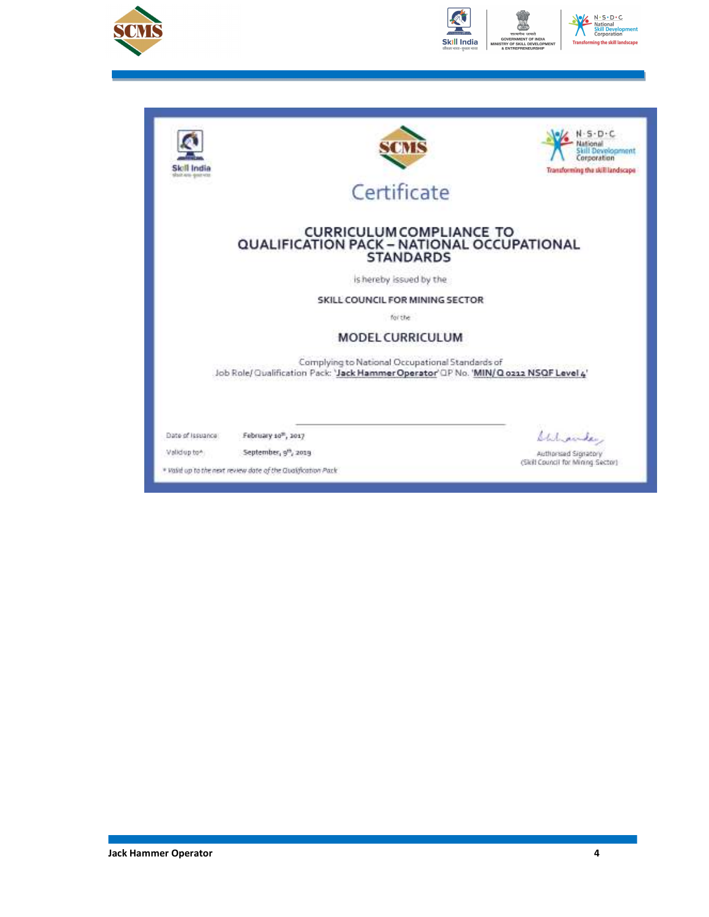# Certificate

## CURRICULUM COMPLIANCE TO QUALIFICATION PACK – NATIONAL OCCUPATIONAL STANDARDS

is hereby issued by the

**SKILL COUNCIL FOR MINING SECTOR**

for the

## MODEL CURRICULUM

Complying to National Occupational Standards of
Job Role/ Qualification Pack: '**Jack Hammer Operator**' QP No. '**MIN/Q 0212 NSQF Level 4**'

Date of Issuance: February 10th, 2017

Valid up to*: September, 9th, 2019

*\* Valid up to the next review date of the Qualification Pack*

Authorised Signatory
(Skill Council for Mining Sector)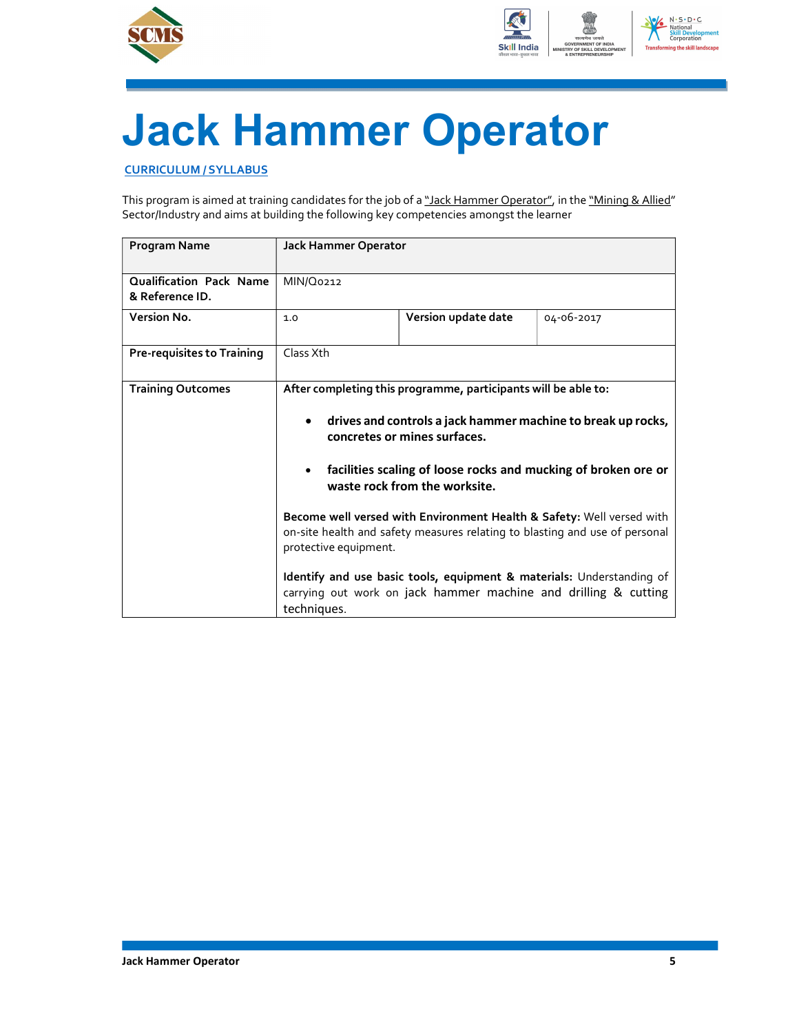# Jack Hammer Operator

CURRICULUM / SYLLABUS

This program is aimed at training candidates for the job of a "Jack Hammer Operator", in the "Mining & Allied" Sector/Industry and aims at building the following key competencies amongst the learner

| **Program Name** | **Jack Hammer Operator** | | |
|---|---|---|---|
| **Qualification Pack Name & Reference ID.** | MIN/Q0212 | | |
| **Version No.** | 1.0 | **Version update date** | 04-06-2017 |
| **Pre-requisites to Training** | Class Xth | | |
| **Training Outcomes** | **After completing this programme, participants will be able to:**<br><br>• **drives and controls a jack hammer machine to break up rocks, concretes or mines surfaces.**<br><br>• **facilities scaling of loose rocks and mucking of broken ore or waste rock from the worksite.**<br><br>**Become well versed with Environment Health & Safety:** Well versed with on-site health and safety measures relating to blasting and use of personal protective equipment.<br><br>**Identify and use basic tools, equipment & materials:** Understanding of carrying out work on jack hammer machine and drilling & cutting techniques. | | |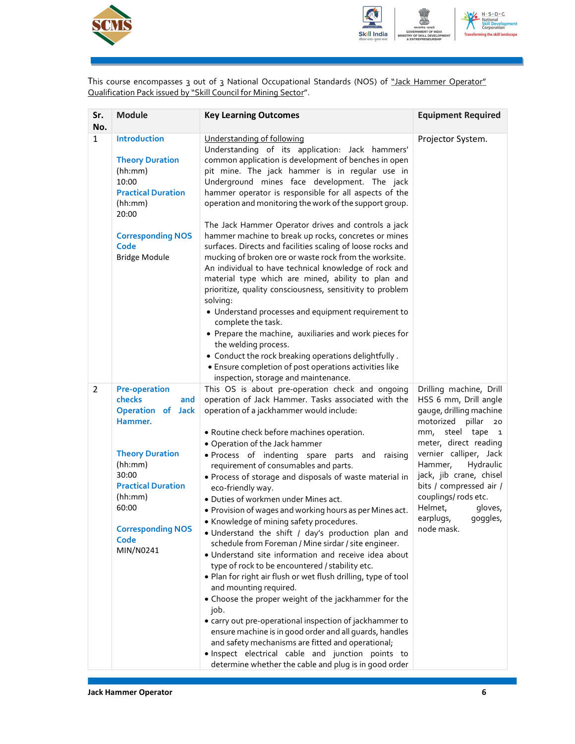This course encompasses 3 out of 3 National Occupational Standards (NOS) of "Jack Hammer Operator" Qualification Pack issued by "Skill Council for Mining Sector".

| Sr. No. | Module | Key Learning Outcomes | Equipment Required |
|---|---|---|---|
| 1 | **Introduction**<br><br>**Theory Duration** (hh:mm)<br>10:00<br>**Practical Duration** (hh:mm)<br>20:00<br><br>**Corresponding NOS Code**<br>Bridge Module | Understanding of following<br>Understanding of its application: Jack hammers' common application is development of benches in open pit mine. The jack hammer is in regular use in Underground mines face development. The jack hammer operator is responsible for all aspects of the operation and monitoring the work of the support group.<br><br>The Jack Hammer Operator drives and controls a jack hammer machine to break up rocks, concretes or mines surfaces. Directs and facilities scaling of loose rocks and mucking of broken ore or waste rock from the worksite. An individual to have technical knowledge of rock and material type which are mined, ability to plan and prioritize, quality consciousness, sensitivity to problem solving:<br>• Understand processes and equipment requirement to complete the task.<br>• Prepare the machine, auxiliaries and work pieces for the welding process.<br>• Conduct the rock breaking operations delightfully .<br>• Ensure completion of post operations activities like inspection, storage and maintenance. | Projector System. |
| 2 | **Pre-operation checks and Operation of Jack Hammer.**<br><br>**Theory Duration** (hh:mm)<br>30:00<br>**Practical Duration** (hh:mm)<br>60:00<br><br>**Corresponding NOS Code**<br>MIN/N0241 | This OS is about pre-operation check and ongoing operation of Jack Hammer. Tasks associated with the operation of a jackhammer would include:<br><br>• Routine check before machines operation.<br>• Operation of the Jack hammer<br>• Process of indenting spare parts and raising requirement of consumables and parts.<br>• Process of storage and disposals of waste material in eco-friendly way.<br>• Duties of workmen under Mines act.<br>• Provision of wages and working hours as per Mines act.<br>• Knowledge of mining safety procedures.<br>• Understand the shift / day's production plan and schedule from Foreman / Mine sirdar / site engineer.<br>• Understand site information and receive idea about type of rock to be encountered / stability etc.<br>• Plan for right air flush or wet flush drilling, type of tool and mounting required.<br>• Choose the proper weight of the jackhammer for the job.<br>• carry out pre-operational inspection of jackhammer to ensure machine is in good order and all guards, handles and safety mechanisms are fitted and operational;<br>• Inspect electrical cable and junction points to determine whether the cable and plug is in good order | Drilling machine, Drill HSS 6 mm, Drill angle gauge, drilling machine motorized pillar 20 mm, steel tape 1 meter, direct reading vernier calliper, Jack Hammer, Hydraulic jack, jib crane, chisel bits / compressed air / couplings/ rods etc.<br>Helmet, gloves, earplugs, goggles, node mask. |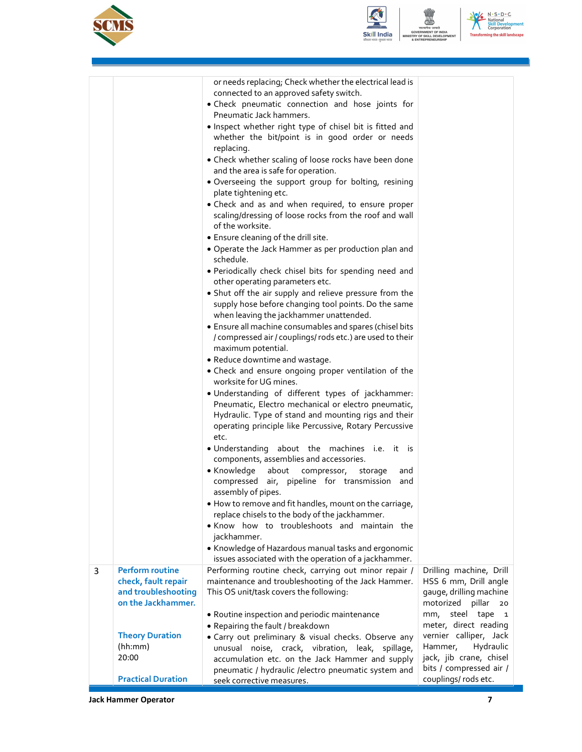| | | | |
|---|---|---|---|
| | | or needs replacing; Check whether the electrical lead is connected to an approved safety switch.<br>• Check pneumatic connection and hose joints for Pneumatic Jack hammers.<br>• Inspect whether right type of chisel bit is fitted and whether the bit/point is in good order or needs replacing.<br>• Check whether scaling of loose rocks have been done and the area is safe for operation.<br>• Overseeing the support group for bolting, resining plate tightening etc.<br>• Check and as and when required, to ensure proper scaling/dressing of loose rocks from the roof and wall of the worksite.<br>• Ensure cleaning of the drill site.<br>• Operate the Jack Hammer as per production plan and schedule.<br>• Periodically check chisel bits for spending need and other operating parameters etc.<br>• Shut off the air supply and relieve pressure from the supply hose before changing tool points. Do the same when leaving the jackhammer unattended.<br>• Ensure all machine consumables and spares (chisel bits / compressed air / couplings/ rods etc.) are used to their maximum potential.<br>• Reduce downtime and wastage.<br>• Check and ensure ongoing proper ventilation of the worksite for UG mines.<br>• Understanding of different types of jackhammer: Pneumatic, Electro mechanical or electro pneumatic, Hydraulic. Type of stand and mounting rigs and their operating principle like Percussive, Rotary Percussive etc.<br>• Understanding about the machines i.e. it is components, assemblies and accessories.<br>• Knowledge about compressor, storage and compressed air, pipeline for transmission and assembly of pipes.<br>• How to remove and fit handles, mount on the carriage, replace chisels to the body of the jackhammer.<br>• Know how to troubleshoots and maintain the jackhammer.<br>• Knowledge of Hazardous manual tasks and ergonomic issues associated with the operation of a jackhammer. | |
| 3 | **Perform routine check, fault repair and troubleshooting on the Jackhammer.**<br><br>**Theory Duration** (hh:mm)<br>20:00<br><br>**Practical Duration** | Performing routine check, carrying out minor repair / maintenance and troubleshooting of the Jack Hammer. This OS unit/task covers the following:<br><br>• Routine inspection and periodic maintenance<br>• Repairing the fault / breakdown<br>• Carry out preliminary & visual checks. Observe any unusual noise, crack, vibration, leak, spillage, accumulation etc. on the Jack Hammer and supply pneumatic / hydraulic /electro pneumatic system and seek corrective measures. | Drilling machine, Drill HSS 6 mm, Drill angle gauge, drilling machine motorized pillar 20 mm, steel tape 1 meter, direct reading vernier calliper, Jack Hammer, Hydraulic jack, jib crane, chisel bits / compressed air / couplings/ rods etc. |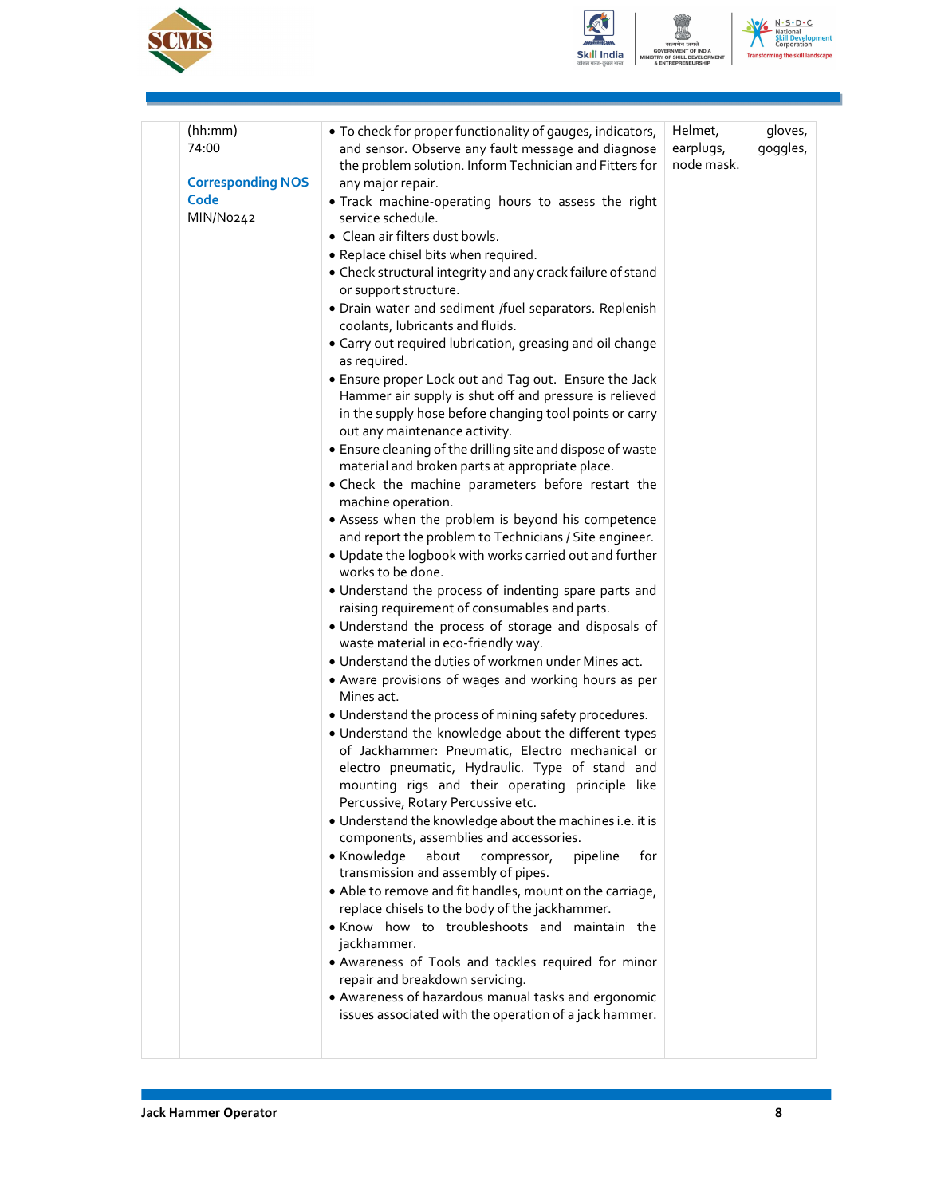| | | | |
|---|---|---|---|
| | (hh:mm) 74:00<br><br>**Corresponding NOS Code**<br>MIN/N0242 | • To check for proper functionality of gauges, indicators, and sensor. Observe any fault message and diagnose the problem solution. Inform Technician and Fitters for any major repair.<br>• Track machine-operating hours to assess the right service schedule.<br>• Clean air filters dust bowls.<br>• Replace chisel bits when required.<br>• Check structural integrity and any crack failure of stand or support structure.<br>• Drain water and sediment /fuel separators. Replenish coolants, lubricants and fluids.<br>• Carry out required lubrication, greasing and oil change as required.<br>• Ensure proper Lock out and Tag out. Ensure the Jack Hammer air supply is shut off and pressure is relieved in the supply hose before changing tool points or carry out any maintenance activity.<br>• Ensure cleaning of the drilling site and dispose of waste material and broken parts at appropriate place.<br>• Check the machine parameters before restart the machine operation.<br>• Assess when the problem is beyond his competence and report the problem to Technicians / Site engineer.<br>• Update the logbook with works carried out and further works to be done.<br>• Understand the process of indenting spare parts and raising requirement of consumables and parts.<br>• Understand the process of storage and disposals of waste material in eco-friendly way.<br>• Understand the duties of workmen under Mines act.<br>• Aware provisions of wages and working hours as per Mines act.<br>• Understand the process of mining safety procedures.<br>• Understand the knowledge about the different types of Jackhammer: Pneumatic, Electro mechanical or electro pneumatic, Hydraulic. Type of stand and mounting rigs and their operating principle like Percussive, Rotary Percussive etc.<br>• Understand the knowledge about the machines i.e. it is components, assemblies and accessories.<br>• Knowledge about compressor, pipeline for transmission and assembly of pipes.<br>• Able to remove and fit handles, mount on the carriage, replace chisels to the body of the jackhammer.<br>• Know how to troubleshoots and maintain the jackhammer.<br>• Awareness of Tools and tackles required for minor repair and breakdown servicing.<br>• Awareness of hazardous manual tasks and ergonomic issues associated with the operation of a jack hammer. | Helmet, gloves, earplugs, goggles, node mask. |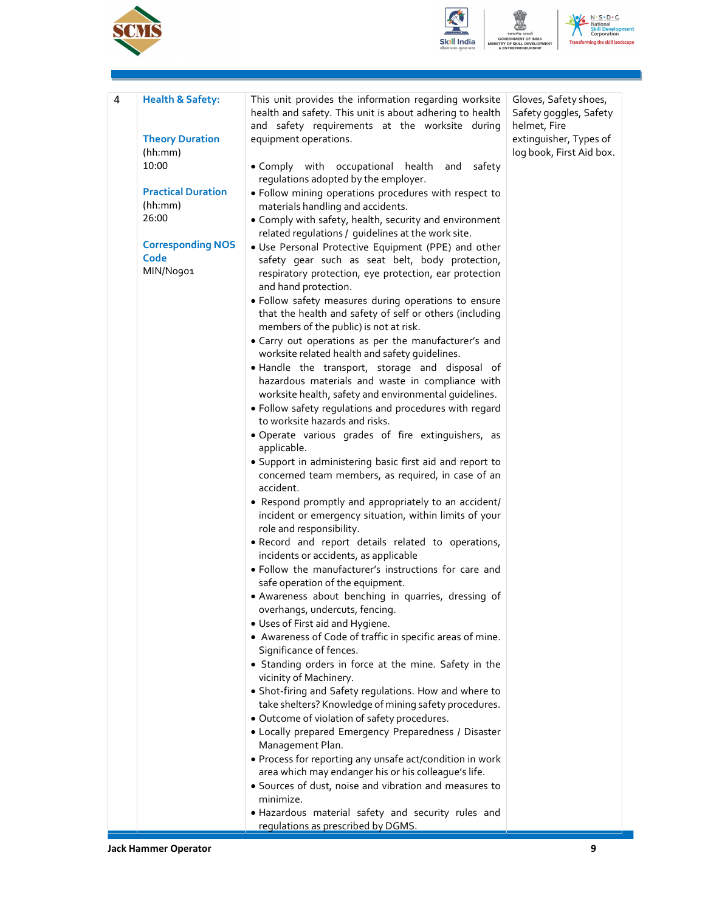| 4 | **Health & Safety:**<br><br>**Theory Duration** (hh:mm)<br>10:00<br><br>**Practical Duration** (hh:mm)<br>26:00<br><br>**Corresponding NOS Code**<br>MIN/N0901 | This unit provides the information regarding worksite health and safety. This unit is about adhering to health and safety requirements at the worksite during equipment operations.<br><br>• Comply with occupational health and safety regulations adopted by the employer.<br>• Follow mining operations procedures with respect to materials handling and accidents.<br>• Comply with safety, health, security and environment related regulations / guidelines at the work site.<br>• Use Personal Protective Equipment (PPE) and other safety gear such as seat belt, body protection, respiratory protection, eye protection, ear protection and hand protection.<br>• Follow safety measures during operations to ensure that the health and safety of self or others (including members of the public) is not at risk.<br>• Carry out operations as per the manufacturer's and worksite related health and safety guidelines.<br>• Handle the transport, storage and disposal of hazardous materials and waste in compliance with worksite health, safety and environmental guidelines.<br>• Follow safety regulations and procedures with regard to worksite hazards and risks.<br>• Operate various grades of fire extinguishers, as applicable.<br>• Support in administering basic first aid and report to concerned team members, as required, in case of an accident.<br>• Respond promptly and appropriately to an accident/ incident or emergency situation, within limits of your role and responsibility.<br>• Record and report details related to operations, incidents or accidents, as applicable<br>• Follow the manufacturer's instructions for care and safe operation of the equipment.<br>• Awareness about benching in quarries, dressing of overhangs, undercuts, fencing.<br>• Uses of First aid and Hygiene.<br>• Awareness of Code of traffic in specific areas of mine. Significance of fences.<br>• Standing orders in force at the mine. Safety in the vicinity of Machinery.<br>• Shot-firing and Safety regulations. How and where to take shelters? Knowledge of mining safety procedures.<br>• Outcome of violation of safety procedures.<br>• Locally prepared Emergency Preparedness / Disaster Management Plan.<br>• Process for reporting any unsafe act/condition in work area which may endanger his or his colleague's life.<br>• Sources of dust, noise and vibration and measures to minimize.<br>• Hazardous material safety and security rules and regulations as prescribed by DGMS. | Gloves, Safety shoes, Safety goggles, Safety helmet, Fire extinguisher, Types of log book, First Aid box. |
|---|---|---|---|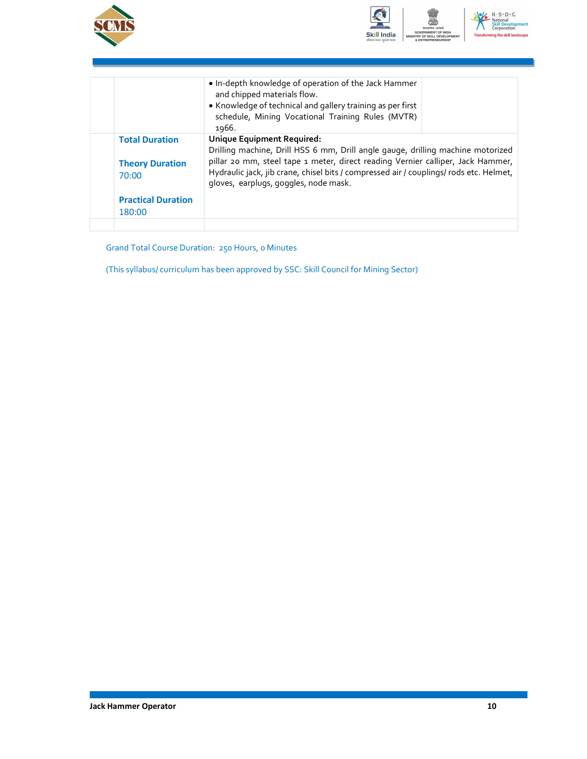|  |  |  |  |
|---|---|---|---|
|  |  | • In-depth knowledge of operation of the Jack Hammer and chipped materials flow.<br>• Knowledge of technical and gallery training as per first schedule, Mining Vocational Training Rules (MVTR) 1966. |  |
|  | **Total Duration**<br><br>**Theory Duration**<br>70:00<br><br>**Practical Duration**<br>180:00 | **Unique Equipment Required:**<br>Drilling machine, Drill HSS 6 mm, Drill angle gauge, drilling machine motorized pillar 20 mm, steel tape 1 meter, direct reading Vernier calliper, Jack Hammer, Hydraulic jack, jib crane, chisel bits / compressed air / couplings/ rods etc. Helmet, gloves, earplugs, goggles, node mask. |  |
|  |  |  |  |

Grand Total Course Duration: 250 Hours, 0 Minutes

(This syllabus/ curriculum has been approved by SSC: Skill Council for Mining Sector)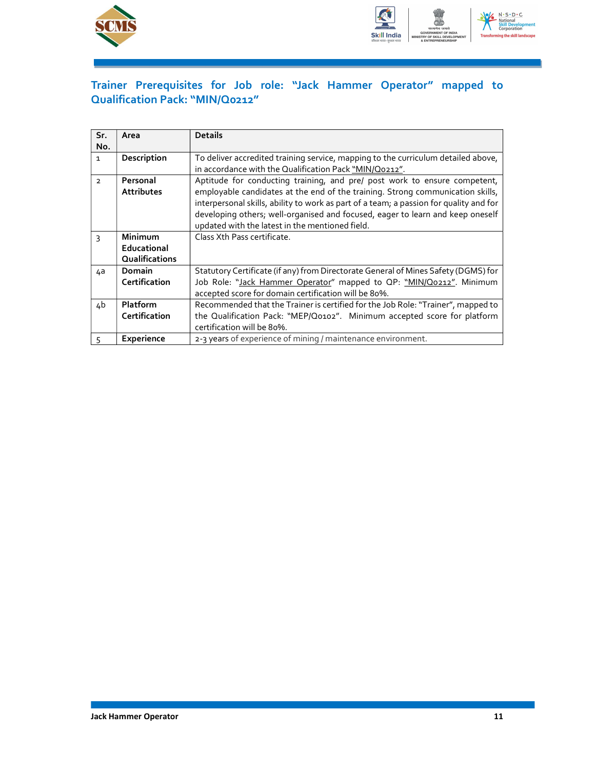## Trainer Prerequisites for Job role: "Jack Hammer Operator" mapped to Qualification Pack: "MIN/Q0212"

| Sr. No. | Area | Details |
|---|---|---|
| 1 | **Description** | To deliver accredited training service, mapping to the curriculum detailed above, in accordance with the Qualification Pack "MIN/Q0212". |
| 2 | **Personal Attributes** | Aptitude for conducting training, and pre/ post work to ensure competent, employable candidates at the end of the training. Strong communication skills, interpersonal skills, ability to work as part of a team; a passion for quality and for developing others; well-organised and focused, eager to learn and keep oneself updated with the latest in the mentioned field. |
| 3 | **Minimum Educational Qualifications** | Class Xth Pass certificate. |
| 4a | **Domain Certification** | Statutory Certificate (if any) from Directorate General of Mines Safety (DGMS) for Job Role: "Jack Hammer Operator" mapped to QP: "MIN/Q0212". Minimum accepted score for domain certification will be 80%. |
| 4b | **Platform Certification** | Recommended that the Trainer is certified for the Job Role: "Trainer", mapped to the Qualification Pack: "MEP/Q0102". Minimum accepted score for platform certification will be 80%. |
| 5 | **Experience** | 2-3 years of experience of mining / maintenance environment. |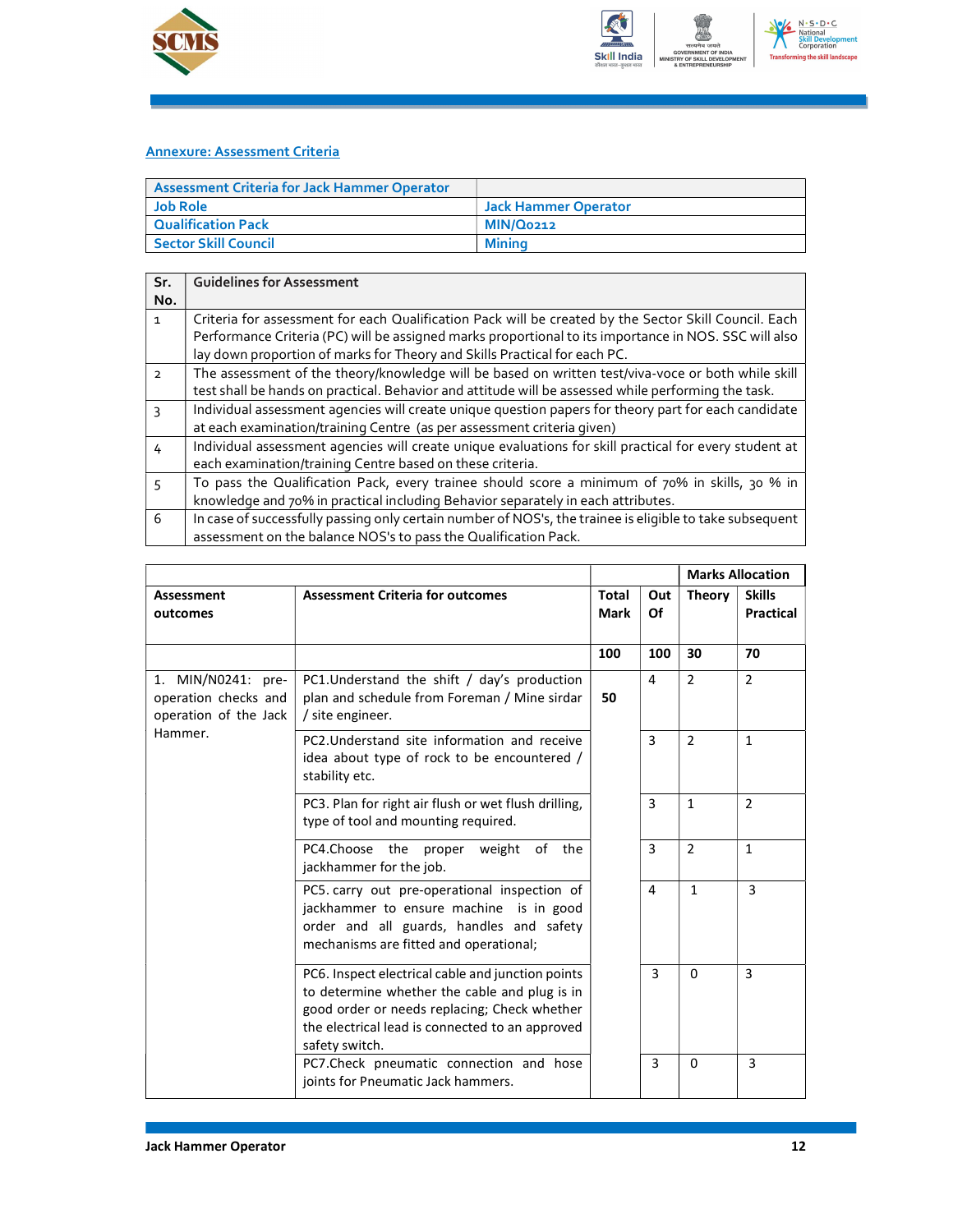## Annexure: Assessment Criteria

| Assessment Criteria for Jack Hammer Operator | |
|---|---|
| Job Role | Jack Hammer Operator |
| Qualification Pack | MIN/Q0212 |
| Sector Skill Council | Mining |

| Sr. No. | Guidelines for Assessment |
|---|---|
| 1 | Criteria for assessment for each Qualification Pack will be created by the Sector Skill Council. Each Performance Criteria (PC) will be assigned marks proportional to its importance in NOS. SSC will also lay down proportion of marks for Theory and Skills Practical for each PC. |
| 2 | The assessment of the theory/knowledge will be based on written test/viva-voce or both while skill test shall be hands on practical. Behavior and attitude will be assessed while performing the task. |
| 3 | Individual assessment agencies will create unique question papers for theory part for each candidate at each examination/training Centre (as per assessment criteria given) |
| 4 | Individual assessment agencies will create unique evaluations for skill practical for every student at each examination/training Centre based on these criteria. |
| 5 | To pass the Qualification Pack, every trainee should score a minimum of 70% in skills, 30 % in knowledge and 70% in practical including Behavior separately in each attributes. |
| 6 | In case of successfully passing only certain number of NOS's, the trainee is eligible to take subsequent assessment on the balance NOS's to pass the Qualification Pack. |

| | | | | Marks Allocation | |
|---|---|---|---|---|---|
| **Assessment outcomes** | **Assessment Criteria for outcomes** | **Total Mark** | **Out Of** | **Theory** | **Skills Practical** |
| | | **100** | **100** | **30** | **70** |
| 1. MIN/N0241: pre-operation checks and operation of the Jack Hammer. | PC1.Understand the shift / day's production plan and schedule from Foreman / Mine sirdar / site engineer. | **50** | 4 | 2 | 2 |
| | PC2.Understand site information and receive idea about type of rock to be encountered / stability etc. | | 3 | 2 | 1 |
| | PC3. Plan for right air flush or wet flush drilling, type of tool and mounting required. | | 3 | 1 | 2 |
| | PC4.Choose the proper weight of the jackhammer for the job. | | 3 | 2 | 1 |
| | PC5. carry out pre-operational inspection of jackhammer to ensure machine is in good order and all guards, handles and safety mechanisms are fitted and operational; | | 4 | 1 | 3 |
| | PC6. Inspect electrical cable and junction points to determine whether the cable and plug is in good order or needs replacing; Check whether the electrical lead is connected to an approved safety switch. | | 3 | 0 | 3 |
| | PC7.Check pneumatic connection and hose joints for Pneumatic Jack hammers. | | 3 | 0 | 3 |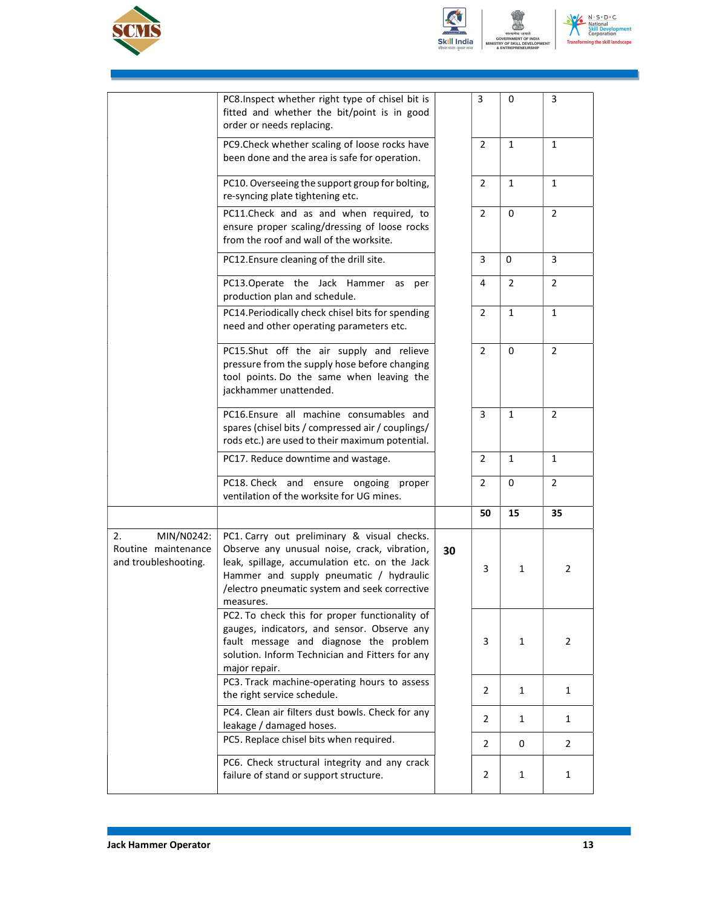| | | | | | |
|---|---|---|---|---|---|
| | PC8.Inspect whether right type of chisel bit is fitted and whether the bit/point is in good order or needs replacing. | | 3 | 0 | 3 |
| | PC9.Check whether scaling of loose rocks have been done and the area is safe for operation. | | 2 | 1 | 1 |
| | PC10. Overseeing the support group for bolting, re-syncing plate tightening etc. | | 2 | 1 | 1 |
| | PC11.Check and as and when required, to ensure proper scaling/dressing of loose rocks from the roof and wall of the worksite. | | 2 | 0 | 2 |
| | PC12.Ensure cleaning of the drill site. | | 3 | 0 | 3 |
| | PC13.Operate the Jack Hammer as per production plan and schedule. | | 4 | 2 | 2 |
| | PC14.Periodically check chisel bits for spending need and other operating parameters etc. | | 2 | 1 | 1 |
| | PC15.Shut off the air supply and relieve pressure from the supply hose before changing tool points. Do the same when leaving the jackhammer unattended. | | 2 | 0 | 2 |
| | PC16.Ensure all machine consumables and spares (chisel bits / compressed air / couplings/ rods etc.) are used to their maximum potential. | | 3 | 1 | 2 |
| | PC17. Reduce downtime and wastage. | | 2 | 1 | 1 |
| | PC18. Check and ensure ongoing proper ventilation of the worksite for UG mines. | | 2 | 0 | 2 |
| | | | **50** | **15** | **35** |
| 2. MIN/N0242: Routine maintenance and troubleshooting. | PC1. Carry out preliminary & visual checks. Observe any unusual noise, crack, vibration, leak, spillage, accumulation etc. on the Jack Hammer and supply pneumatic / hydraulic /electro pneumatic system and seek corrective measures. | **30** | 3 | 1 | 2 |
| | PC2. To check this for proper functionality of gauges, indicators, and sensor. Observe any fault message and diagnose the problem solution. Inform Technician and Fitters for any major repair. | | 3 | 1 | 2 |
| | PC3. Track machine-operating hours to assess the right service schedule. | | 2 | 1 | 1 |
| | PC4. Clean air filters dust bowls. Check for any leakage / damaged hoses. | | 2 | 1 | 1 |
| | PC5. Replace chisel bits when required. | | 2 | 0 | 2 |
| | PC6. Check structural integrity and any crack failure of stand or support structure. | | 2 | 1 | 1 |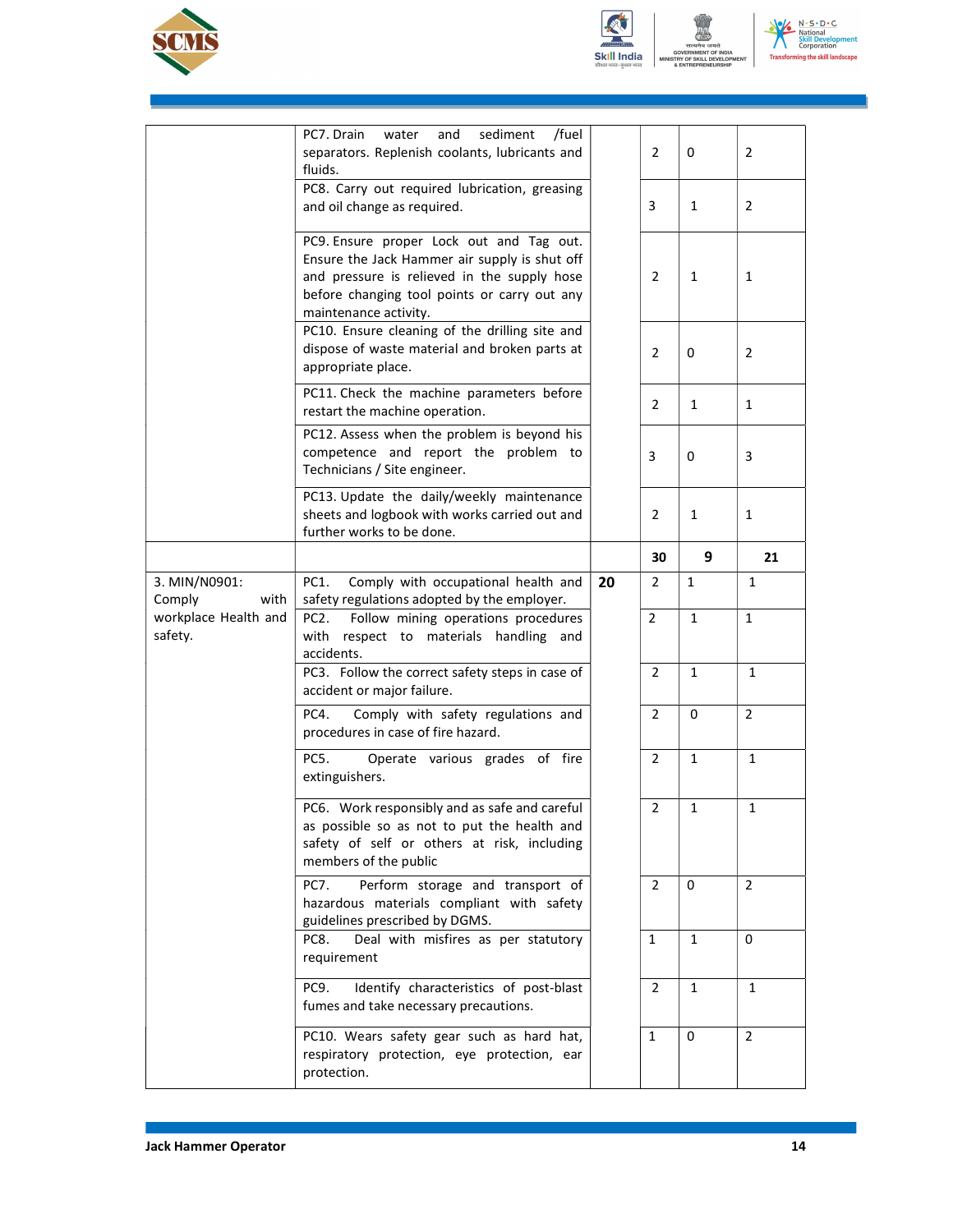| | | | | | |
|---|---|---|---|---|---|
| | PC7. Drain water and sediment /fuel separators. Replenish coolants, lubricants and fluids. | | 2 | 0 | 2 |
| | PC8. Carry out required lubrication, greasing and oil change as required. | | 3 | 1 | 2 |
| | PC9. Ensure proper Lock out and Tag out. Ensure the Jack Hammer air supply is shut off and pressure is relieved in the supply hose before changing tool points or carry out any maintenance activity. | | 2 | 1 | 1 |
| | PC10. Ensure cleaning of the drilling site and dispose of waste material and broken parts at appropriate place. | | 2 | 0 | 2 |
| | PC11. Check the machine parameters before restart the machine operation. | | 2 | 1 | 1 |
| | PC12. Assess when the problem is beyond his competence and report the problem to Technicians / Site engineer. | | 3 | 0 | 3 |
| | PC13. Update the daily/weekly maintenance sheets and logbook with works carried out and further works to be done. | | 2 | 1 | 1 |
| | | | **30** | **9** | **21** |
| 3. MIN/N0901: Comply with workplace Health and safety. | PC1. Comply with occupational health and safety regulations adopted by the employer. | **20** | 2 | 1 | 1 |
| | PC2. Follow mining operations procedures with respect to materials handling and accidents. | | 2 | 1 | 1 |
| | PC3. Follow the correct safety steps in case of accident or major failure. | | 2 | 1 | 1 |
| | PC4. Comply with safety regulations and procedures in case of fire hazard. | | 2 | 0 | 2 |
| | PC5. Operate various grades of fire extinguishers. | | 2 | 1 | 1 |
| | PC6. Work responsibly and as safe and careful as possible so as not to put the health and safety of self or others at risk, including members of the public | | 2 | 1 | 1 |
| | PC7. Perform storage and transport of hazardous materials compliant with safety guidelines prescribed by DGMS. | | 2 | 0 | 2 |
| | PC8. Deal with misfires as per statutory requirement | | 1 | 1 | 0 |
| | PC9. Identify characteristics of post-blast fumes and take necessary precautions. | | 2 | 1 | 1 |
| | PC10. Wears safety gear such as hard hat, respiratory protection, eye protection, ear protection. | | 1 | 0 | 2 |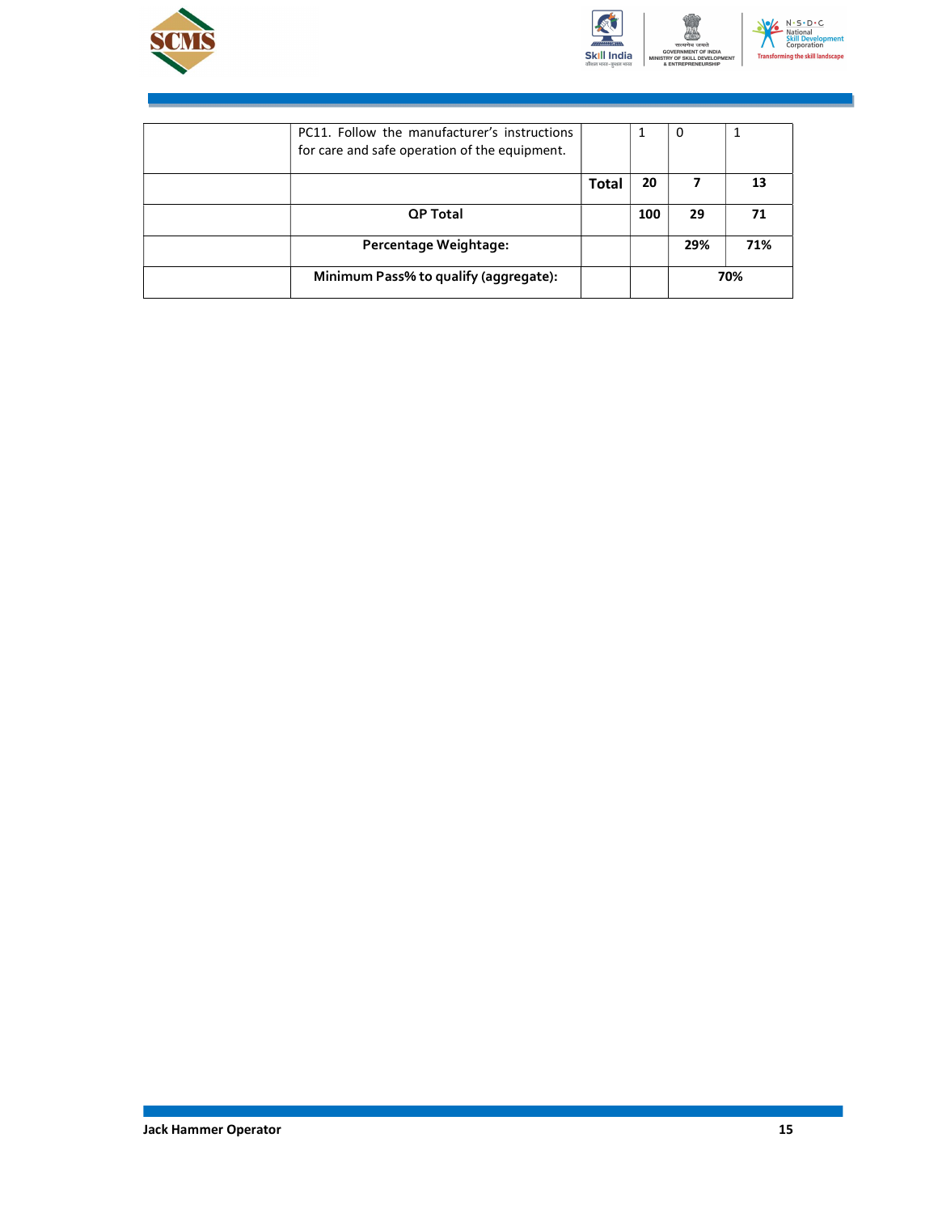| | | | | | |
|---|---|---|---|---|---|
| | PC11. Follow the manufacturer's instructions for care and safe operation of the equipment. | | 1 | 0 | 1 |
| | | **Total** | **20** | **7** | **13** |
| | **QP Total** | | **100** | **29** | **71** |
| | **Percentage Weightage:** | | | **29%** | **71%** |
| | **Minimum Pass% to qualify (aggregate):** | | | **70%** | |